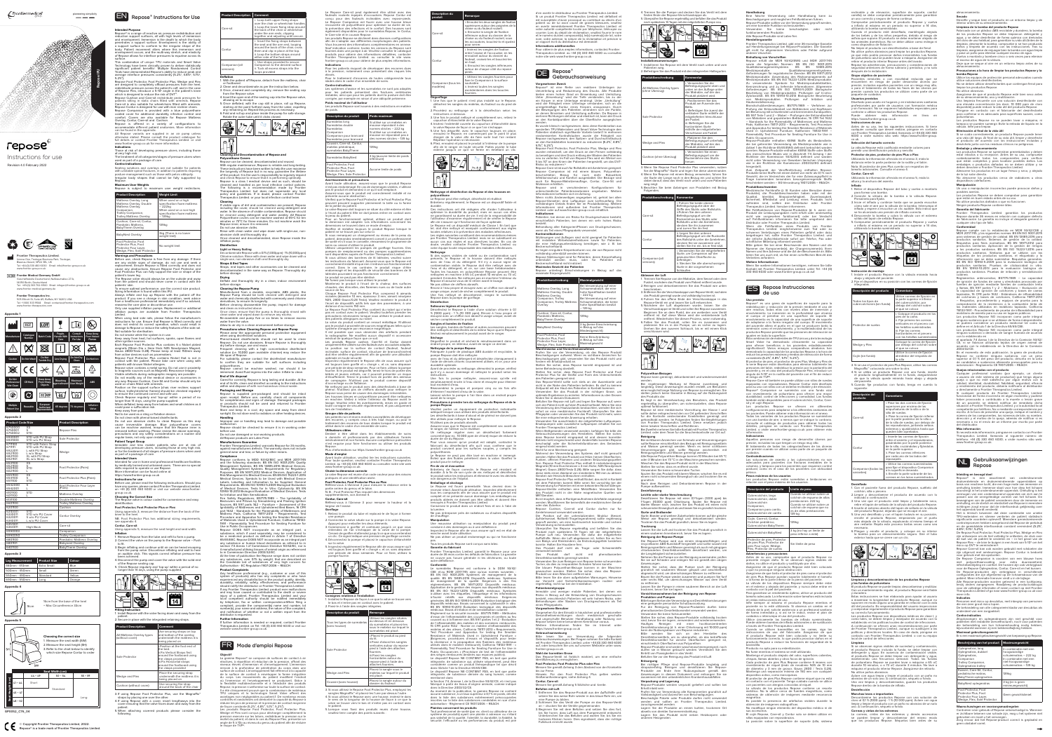# repose®

Instructions for use

Revision 4.0 February 2022

## Repose® Instructions for Use

### Intended Purpose

Repose® is a range of reactive air pressure redistribution and reduction support surfaces, of which the main aim is the prevention and treatment of pressure ulcers.

### Appendix 3

| Leg Measurement | Product Size | Colour |
|---|---|---|
| | Small | Blue |
| | Medium | Green |
| | Standard | Yellow |
| | Long | Orange |

## Mode d'emploi Repose

## Repose® Gebrauchsanweisung

## Repose Instrucciones de uso

## Gebruiksaanwijzing Repose

© Copyright Frontier Therapeutics Limited, 2022.
Repose® is a trade mark of Frontier Therapeutics Limited.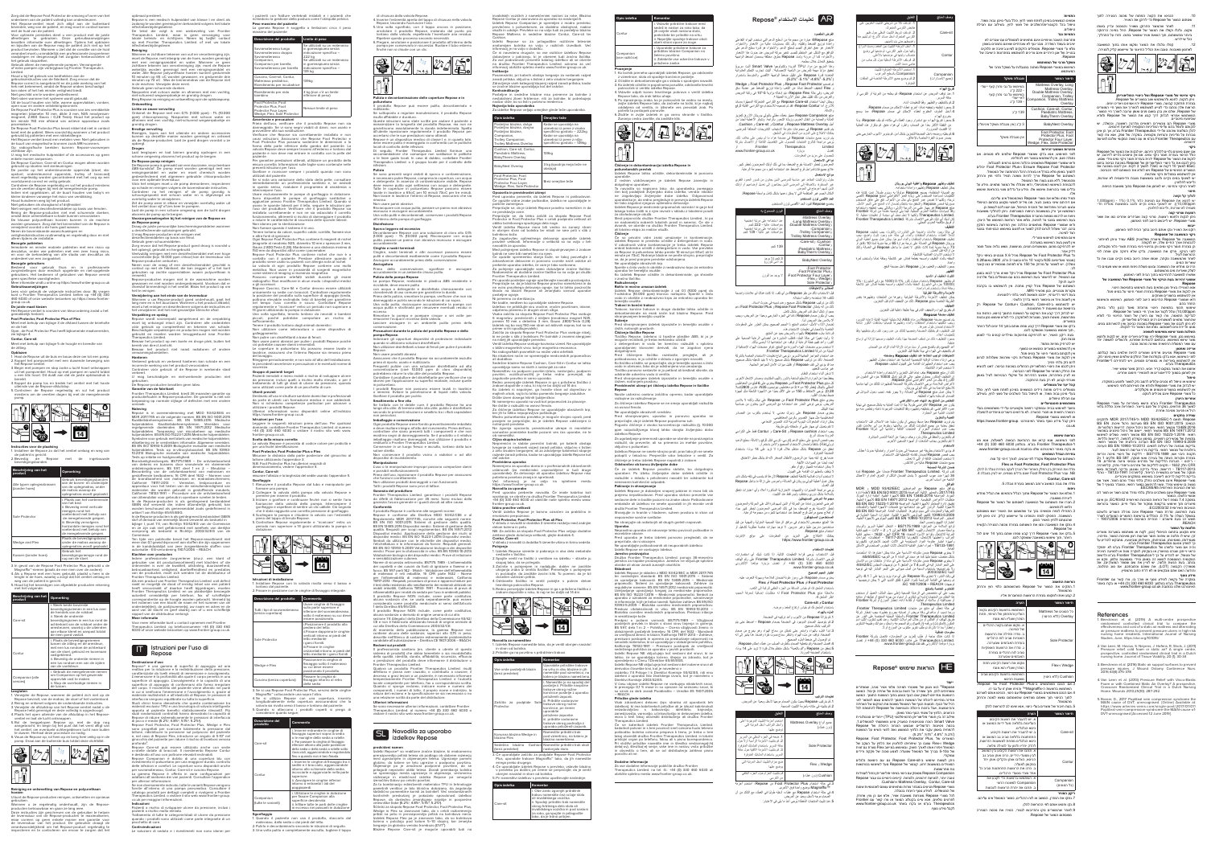# Istruzioni per l'uso di Repose

# Navodila za uporabo izdelkov Repose

# تعليمات الاستخدام Repose

# הוראות שימוש Repose